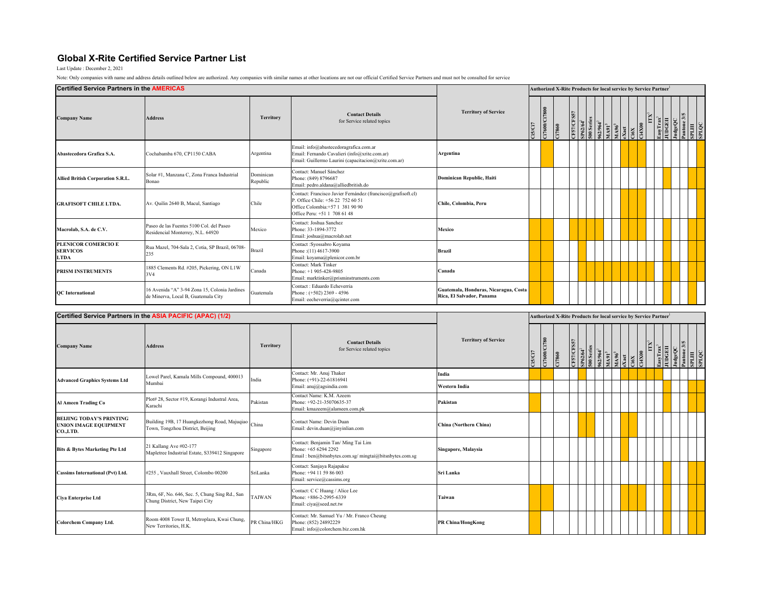# Global X-Rite Certified Service Partner List

Last Update : December 2, 2021

Note: Only companies with name and address details outlined below are authorized. Any companies with similar names at other locations are not our official Certified Service Partners and must not be consulted for service

## Certified Service Partners in the AMERICAS

In the product columns, "X" marks a product the partner is authorized to service (a shaded cell in the source).

| Company Name | Address | Territory | Contact Details for Service related topics | Territory of Service | Authorized X-Rite Products for local service by Service Partner[1] | | | | | | | | | | | | | | | | | | |
|---|---|---|---|---|---|---|---|---|---|---|---|---|---|---|---|---|---|---|---|---|---|---|---|
| | | | | | Ci5/Ci7 | Ci7600/Ci7800 | Ci7860 | CF57/CFS57 | SP62/64[2] | 500 Series | 962/964[2] | MA91[3] | MA96[3] | eXact | Ci6X | Ci4X00 | ITX[3] | EasyTrax[3] | JUDGEII | JudgeQC | Pantone 3/5 | SPLIII | SPLQC |
| Abastecedora Grafica S.A. | Cochabamba 670, CP1150 CABA | Argentina | Email: info@abastecedoragrafica.com.ar<br>Email: Fernando Cavalieri (info@xrite.com.ar)<br>Email: Guillermo Laurini (capacitacion@xrite.com.ar) | Argentina | | X | | | | | | | | X | X | X | | | | | | | X |
| Allied British Corporation S.R.L. | Solar #1, Manzana C, Zona Franca Industrial Bonao | Dominican Republic | Contact: Manuel Sánchez<br>Phone: (849) 8796687<br>Email: pedro.aldana@alliedbritish.do | Dominican Republic, Haiti | | | | | | | | | | | | | | | X | | | X | X |
| GRAFISOFT CHILE LTDA. | Av. Quilin 2640 B, Macul, Santiago | Chile | Contact: Francisco Javier Fernández (francisco@grafisoft.cl)<br>P. Office Chile: +56 22 752 60 51<br>Office Colombia:+57 1 381 90 90<br>Office Peru: +51 1 708 61 48 | Chile, Colombia, Peru | | | | | | | | | | X | X | X | | | | | | | |
| Macrolab, S.A. de C.V. | Paseo de las Fuentes 5100 Col. del Paseo Residencial Monterrey, N.L. 64920 | Mexico | Contact: Joshua Sanchez<br>Phone: 33-1894-3772<br>Email: joshua@macrolab.net | Mexico | X | X | | X | X | X | | | | X | X | X | | | | | | | X |
| PLENICOR COMERCIO E SERVICOS LTDA | Rua Mazel, 704-Sala 2, Cotia, SP Brazil, 06708-235 | Brazil | Contact :Syossabro Koyama<br>Phone :(11) 4617-3900<br>Email: koyama@plenicor.com.br | Brazil | X | X | | | X | | | | | | | | | | | | | | X |
| PRISM INSTRUMENTS | 1885 Clements Rd. #205, Pickering, ON L1W 3V4 | Canada | Contact: Mark Tinker<br>Phone: +1 905-428-9805<br>Email: marktinker@prisminstruments.com | Canada | | X | | | X | X | X | X | X | X | X | X | X | X | X | X | | | X |
| QC International | 16 Avenida "A" 3-94 Zona 15, Colonia Jardines de Minerva, Local B, Guatemala City | Guatemala | Contact : Eduardo Echeverria<br>Phone : (+502) 2369 - 4596<br>Email: eecheverria@qcinter.com | Guatemala, Honduras, Nicaragua, Costa Rica, El Salvador, Panama | X | X | | | | | | | | | | | | | X | | | X | |

## Certified Service Partners in the ASIA PACIFIC (APAC) (1/2)

| Company Name | Address | Territory | Contact Details for Service related topics | Territory of Service | Authorized X-Rite Products for local service by Service Partner[1] | | | | | | | | | | | | | | | | | | |
|---|---|---|---|---|---|---|---|---|---|---|---|---|---|---|---|---|---|---|---|---|---|---|---|
| | | | | | Ci5/Ci7 | Ci7600/Ci7800 | Ci7860 | CF57/CFS57 | SP62/64[2] | 500 Series | 962/964[2] | MA91[3] | MA96[3] | eXact | Ci6X | Ci4X00 | ITX[3] | EasyTrax[3] | JUDGEII | JudgeQC | Pantone 3/5 | SPLIII | SPLQC |
| Advanced Graphics Systems Ltd | Lowel Parel, Kamala Mills Compound, 400013 Mumbai | India | Contact: Mr. Anuj Thaker<br>Phone: (+91)-22-61816941<br>Email: anuj@agsindia.com | India | X | X | | | X | | | | | X | X | X | X | X | | | | | |
| | | | | Western India | | | | | | | | | | | | | | | X | | | X | X |
| Al Ameen Trading Co | Plot# 28, Sector #19, Korangi Industral Area, Karachi | Pakistan | Contact Name: K.M. Azeem<br>Phone: +92-21-35070635-37<br>Email: kmazeem@alameen.com.pk | Pakistan | X | | | | | | | | | | | | | | X | | | X | X |
| BEIJING TODAY'S PRINTING UNION IMAGE EQUIPMENT CO.,LTD. | Building 19B, 17 Huangkezhong Road, Majuqiao Town, Tongzhou District, Beijing | China | Contact Name: Devin Duan<br>Email: devin.duan@jinyinlian.com | China (Northern China) | | | | | X | X | | | | X | X | | | | | | | | |
| Bits & Bytes Marketing Pte Ltd | 21 Kallang Ave #02-177<br>Mapletree Industrial Estate, S339412 Singapore | Singapore | Contact: Benjamin Tan/ Ming Tai Lim<br>Phone: +65 6294 2292<br>Email : ben@bitsnbytes.com.sg/ mingtai@bitsnbytes.com.sg | Singapore, Malaysia | | | | | | | | | | X | | | | | | | | | |
| Cassims International (Pvt) Ltd. | #255 , Vauxhall Street, Colombo 00200 | SriLanka | Contact: Sanjaya Rajapakse<br>Phone: +94 11 59 86 003<br>Email: service@cassims.org | Sri Lanka | | | | | | | | | | | | | | | X | | | X | X |
| Ciya Enterprise Ltd | 3Rm, 6F, No. 646, Sec. 5, Chung Sing Rd., San Chung District, New Taipei City | TAIWAN | Contact: C C Huang / Alice Lee<br>Phone: +886-2-2995-6339<br>Email: ciya@seed.net.tw | Taiwan | X | X | | | | | | | | X | X | X | | | X | | | X | X |
| Colorchem Company Ltd. | Room 4008 Tower II, Metroplaza, Kwai Chung, New Territories, H.K. | PR China/HKG | Contact: Mr. Samuel Yu / Mr. Franco Cheung<br>Phone: (852) 24892229<br>Email: info@colorchem.biz.com.hk | PR China/HongKong | X | | | | | | | | | | | | | | X | | | X | X |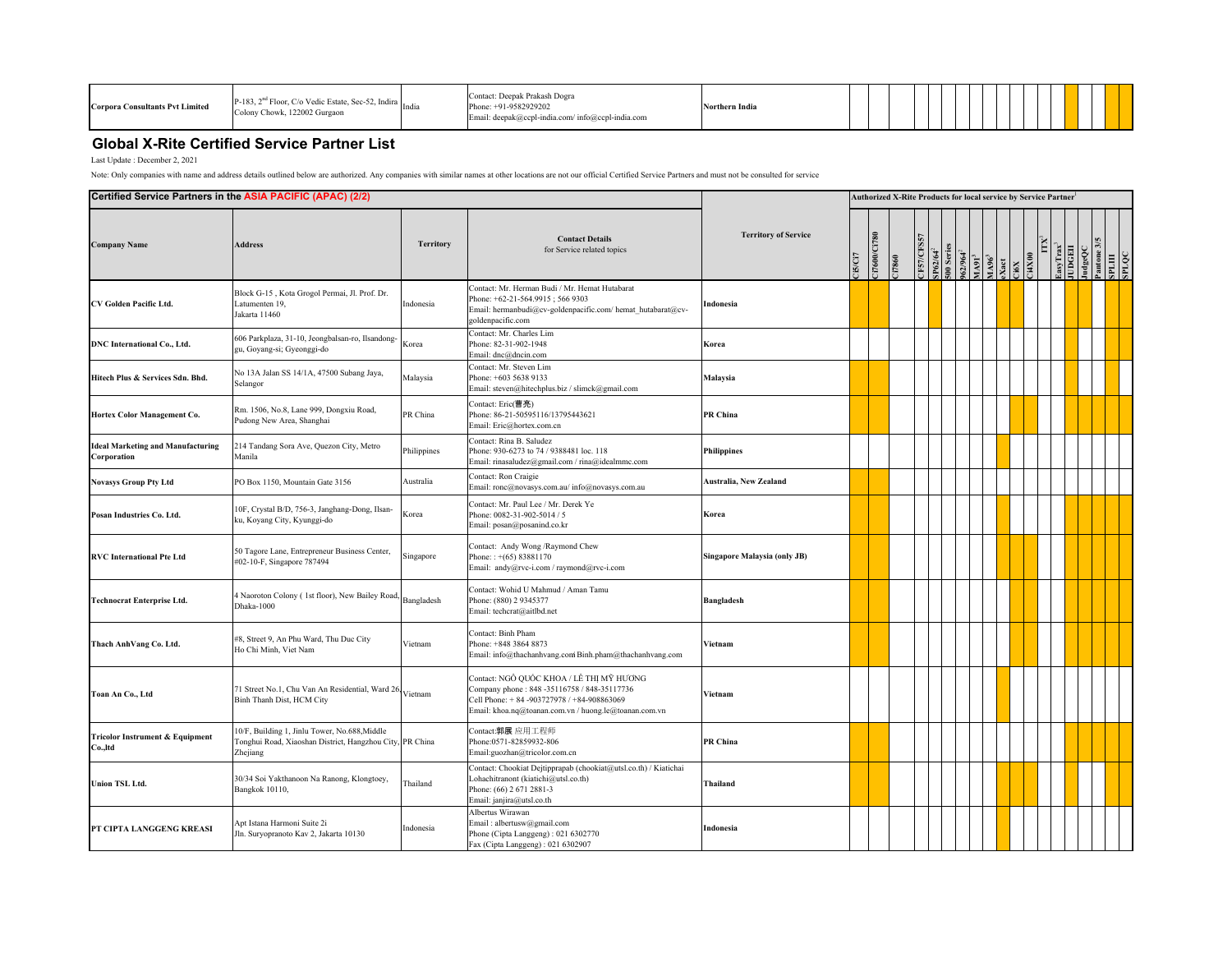| Corpora Consultants Pvt Limited | P-183, 2nd Floor, C/o Vedic Estate, Sec-52, Indira Colony Chowk, 122002 Gurgaon | India | Contact: Deepak Prakash Dogra<br>Phone: +91-9582929202<br>Email: deepak@ccpl-india.com/ info@ccpl-india.com | Northern India | | | | | | | | | | | | | | | X | | | X | X |
|---|---|---|---|---|---|---|---|---|---|---|---|---|---|---|---|---|---|---|---|---|---|---|---|

## Global X-Rite Certified Service Partner List

Last Update : December 2, 2021

Note: Only companies with name and address details outlined below are authorized. Any companies with similar names at other locations are not our official Certified Service Partners and must not be consulted for service

| Certified Service Partners in the ASIA PACIFIC (APAC) (2/2) | | | | | Authorized X-Rite Products for local service by Service Partner[1] | | | | | | | | | | | | | | | | | | |
|---|---|---|---|---|---|---|---|---|---|---|---|---|---|---|---|---|---|---|---|---|---|---|---|
| **Company Name** | **Address** | **Territory** | **Contact Details** for Service related topics | **Territory of Service** | Ci5/Ci7 | Ci7600/Ci7800 | Ci7860 | CF57/CFS57 | SP62/64[2] | 500 Series | 962/964[2] | MA91[3] | MA96[3] | eXact | Ci6X | Ci4X00 | ITX[3] | EasyTrax[3] | JUDGEII | JudgeQC | Pantone 3/5 | SPLIII | SPLQC |
| **CV Golden Pacific Ltd.** | Block G-15 , Kota Grogol Permai, Jl. Prof. Dr. Latumenten 19, Jakarta 11460 | Indonesia | Contact: Mr. Herman Budi / Mr. Hemat Hutabarat<br>Phone: +62-21-564.9915 ; 566 9303<br>Email: hermanbudi@cv-goldenpacific.com/ hemat_hutabarat@cv-goldenpacific.com | Indonesia | X | X | | | X | | | | | X | X | | | | X | | | X | X |
| **DNC International Co., Ltd.** | 606 Parkplaza, 31-10, Jeongbalsan-ro, Ilsandong-gu, Goyang-si; Gyeonggi-do | Korea | Contact: Mr. Charles Lim<br>Phone: 82-31-902-1948<br>Email: dnc@dncin.com | Korea | | | | | | | | | | | | | | | X | | | X | X |
| **Hitech Plus & Services Sdn. Bhd.** | No 13A Jalan SS 14/1A, 47500 Subang Jaya, Selangor | Malaysia | Contact: Mr. Steven Lim<br>Phone: +603 5638 9133<br>Email: steven@hitechplus.biz / slimck@gmail.com | Malaysia | X | X | | | | | | | | | | | | | X | | | X | |
| **Hortex Color Management Co.** | Rm. 1506, No.8, Lane 999, Dongxiu Road, Pudong New Area, Shanghai | PR China | Contact: Eric(曹亮)<br>Phone: 86-21-50595116/13795443621<br>Email: Eric@hortex.com.cn | PR China | X | X | | | | | | | | | X | X | | | X | X | X | X | X |
| **Ideal Marketing and Manufacturing Corporation** | 214 Tandang Sora Ave, Quezon City, Metro Manila | Philippines | Contact: Rina B. Saludez<br>Phone: 930-6273 to 74 / 9388481 loc. 118<br>Email: rinasaludez@gmail.com / rina@idealmmc.com | Philippines | | | | | | | | | | X | | | | | | | | | |
| **Novasys Group Pty Ltd** | PO Box 1150, Mountain Gate 3156 | Australia | Contact: Ron Craigie<br>Email: ronc@novasys.com.au/ info@novasys.com.au | Australia, New Zealand | X | X | | | | | | | | | | | | | X | | | | |
| **Posan Industries Co. Ltd.** | 10F, Crystal B/D, 756-3, Janghang-Dong, Ilsan-ku, Koyang City, Kyunggi-do | Korea | Contact: Mr. Paul Lee / Mr. Derek Ye<br>Phone: 0082-31-902-5014 / 5<br>Email: posan@posanind.co.kr | Korea | X | X | | | | | | | | X | | | | | X | X | X | X | X |
| **RVC International Pte Ltd** | 50 Tagore Lane, Entrepreneur Business Center, #02-10-F, Singapore 787494 | Singapore | Contact: Andy Wong /Raymond Chew<br>Phone: : +(65) 83881170<br>Email: andy@rvc-i.com / raymond@rvc-i.com | Singapore Malaysia (only JB) | X | X | | | | | | | | X | X | X | | | X | | | X | X |
| **Technocrat Enterprise Ltd.** | 4 Naoroton Colony ( 1st floor), New Bailey Road, Dhaka-1000 | Bangladesh | Contact: Wohid U Mahmud / Aman Tamu<br>Phone: (880) 2 9345377<br>Email: techcrat@aitlbd.net | Bangladesh | X | X | | | | | | | | | X | X | | | X | | | X | X |
| **Thach AnhVang Co. Ltd.** | #8, Street 9, An Phu Ward, Thu Duc City Ho Chi Minh, Viet Nam | Vietnam | Contact: Binh Pham<br>Phone: +848 3864 8873<br>Email: info@thachanhvang.com Binh.pham@thachanhvang.com | Vietnam | X | X | | | | | | | | | X | X | | | X | | | X | X |
| **Toan An Co., Ltd** | 71 Street No.1, Chu Van An Residential, Ward 26, Binh Thanh Dist, HCM City | Vietnam | Contact: NGÔ QUỐC KHOA / LÊ THỊ MỸ HƯƠNG<br>Company phone : 848 -35116758 / 848-35117736<br>Cell Phone: + 84 -903727978 / +84-908863069<br>Email: khoa.nq@toanan.com.vn / huong.le@toanan.com.vn | Vietnam | | | | | | | | | | X | | | | | | | | | |
| **Tricolor Instrument & Equipment Co.,ltd** | 10/F, Building 1, Jinlu Tower, No.688,Middle Tonghui Road, Xiaoshan District, Hangzhou City, Zhejiang | PR China | Contact:郭展 应用工程师<br>Phone:0571-82859932-806<br>Email:guozhan@tricolor.com.cn | PR China | X | X | | | | | | | | X | | | | | X | X | | X | X |
| **Union TSL Ltd.** | 30/34 Soi Yakthanoon Na Ranong, Klongtoey, Bangkok 10110, | Thailand | Contact: Chookiat Dejtipprapab (chookiat@utsl.co.th) / Kiatichai Lohachitranont (kiatichi@utsl.co.th)<br>Phone: (66) 2 671 2881-3<br>Email: janjira@utsl.co.th | Thailand | X | X | | | | | | | | X | X | X | | | X | | | X | X |
| **PT CIPTA LANGGENG KREASI** | Apt Istana Harmoni Suite 2i Jln. Suryopranoto Kav 2, Jakarta 10130 | Indonesia | Albertus Wirawan<br>Email : albertusw@gmail.com<br>Phone (Cipta Langgeng) : 021 6302770<br>Fax (Cipta Langgeng) : 021 6302907 | Indonesia | | | | | | | | | | X | | | | | | | | | |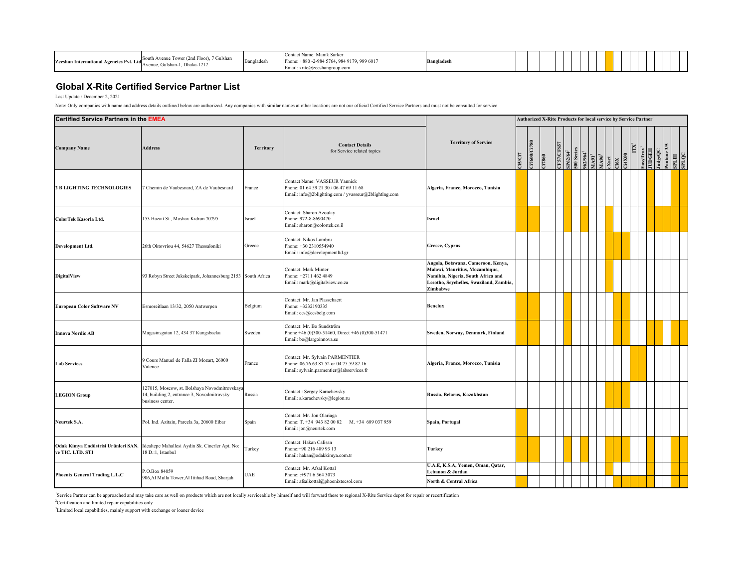| Company Name | Address | Territory | Contact Details for Service related topics | Territory of Service | Ci5/Ci7 | Ci7600/Ci7800 | Ci7860 | CF57/CFS57 | SP62/64[2] | 500 Series | 962/964[2] | MA91[3] | MA96[3] | eXact | Ci6X | Ci4X00 | ITX[3] | EasyTrax[3] | JUDGE II | JudgeQC | Pantone 3/5 | SPLIII | SPI QC |
|---|---|---|---|---|---|---|---|---|---|---|---|---|---|---|---|---|---|---|---|---|---|---|---|
| **Zeeshan International Agencies Pvt. Ltd** | South Avenue Tower (2nd Floor), 7 Gulshan Avenue, Gulshan-1, Dhaka-1212 | Bangladesh | Contact Name: Manik Sarker<br>Phone: +880 -2-984 5764, 984 9179, 989 6017<br>Email: xrite@zeeshangroup.com | **Bangladesh** | | | | | | | | | | X | | | | | | | | | |

## Global X-Rite Certified Service Partner List

Last Update : December 2, 2021

Note: Only companies with name and address details outlined below are authorized. Any companies with similar names at other locations are not our official Certified Service Partners and must not be consulted for service

| Certified Service Partners in the EMEA | | | | | Authorized X-Rite Products for local service by Service Partner[1] | | | | | | | | | | | | | | | | | | |
|---|---|---|---|---|---|---|---|---|---|---|---|---|---|---|---|---|---|---|---|---|---|---|---|
| **Company Name** | **Address** | **Territory** | **Contact Details** for Service related topics | **Territory of Service** | Ci5/Ci7 | Ci7600/Ci7800 | Ci7860 | CF57/CFS57 | SP62/64[2] | 500 Series | 962/964[2] | MA91[3] | MA96[3] | eXact | Ci6X | Ci4X00 | ITX[3] | EasyTrax[3] | JUDGE II | JudgeQC | Pantone 3/5 | SPLIII | SPI QC |
| **2 B LIGHTING TECHNOLOGIES** | 7 Chemin de Vaubesnard, ZA de Vaubesnard | France | Contact Name: VASSEUR Yannick<br>Phone: 01 64 59 21 30 / 06 47 69 11 68<br>Email: info@2blighting.com / yvasseur@2blighting.com | **Algeria, France, Morocco, Tunisia** | X | | | | X | | | | | | | | | | X | | | X | X |
| **ColorTek Kasorla Ltd.** | 153 Hazait St., Moshav Kidron 70795 | Israel | Contact: Sharon Azoulay<br>Phone: 972-8-8690470<br>Email: sharon@colortek.co.il | **Israel** | X | X | | | X | | X | | | X | | | | | X | X | | X | X |
| **Development Ltd.** | 26th Oktovriou 44, 54627 Thessaloniki | Greece | Contact: Nikos Lambru<br>Phone: +30 2310554940<br>Email: info@developmentltd.gr | **Greece, Cyprus** | | | | | | | | | | X | X | X | | | | | | | |
| **DigitalView** | 93 Robyn Street Jukskeipark, Johannesburg 2153 | South Africa | Contact: Mark Minter<br>Phone: +2711 462 4849<br>Email: mark@digitalview.co.za | **Angola, Botswana, Cameroon, Kenya, Malawi, Mauritius, Mozambique, Namibia, Nigeria, South Africa and Lesotho, Seychelles, Swaziland, Zambia, Zimbabwe** | | | | | | | | | | X | | | | | | | | | |
| **European Color Software NV** | Esmoreitlaan 13/32, 2050 Antwerpen | Belgium | Contact: Mr. Jan Plasschaert<br>Phone: +3232190335<br>Email: ecs@ecsbelg.com | **Benelux** | X | X | | | X | | | | | | X | X | | | | | | | |
| **Innova Nordic AB** | Magasinsgatan 12, 434 37 Kungsbacka | Sweden | Contact: Mr. Bo Sundström<br>Phone +46 (0)300-51460, Direct +46 (0)300-51471<br>Email: bo@largoinnova.se | **Sweden, Norway, Denmark, Finland** | X | X | | | X | | | | | | X | X | | | X | X | | X | X |
| **Lab Services** | 9 Cours Manuel de Falla ZI Mozart, 26000 Valence | France | Contact: Mr. Sylvain PARMENTIER<br>Phone: 06.76.63.87.52 or 04.75.59.87.16<br>Email: sylvain.parmentier@labservices.fr | **Algeria, France, Morocco, Tunisia** | | | | | | | | | | | | | X | X | | | | | |
| **LEGION Group** | 127015, Moscow, st. Bolshaya Novodmitrovskaya 14, building 2, entrance 3, Novodmitrovsky business center. | Russia | Contact : Sergey Karachevsky<br>Email: s.karachevsky@legion.ru | **Russia, Belarus, Kazakhstan** | | | | | | | | | | X | X | X | | | | | | | |
| **Neurtek S.A.** | Pol. Ind. Aitain, Parcela 3a, 20600 Eibar | Spain | Contact: Mr. Jon Olariaga<br>Phone: T. +34 943 82 00 82 M. +34 689 037 959<br>Email: jon@neurtek.com | **Spain, Portugal** | X | | | | | | | | | | | | | | | | | | |
| **Odak Kimya Endüstrisi Urünleri SAN. ve TIC. LTD. STI** | Idealtepe Mahallesi Aydin Sk. Cinerler Apt. No: 18 D.:1, Istanbul | Turkey | Contact: Hakan Calisan<br>Phone:+90 216 489 93 13<br>Email: hakan@odakkimya.com.tr | **Turkey** | X | X | | | X | | X | | | X | X | X | | | | | | X | X |
| **Phoenix General Trading L.L.C** | P.O.Box 84059<br>906,Al Mulla Tower,Al Ittihad Road, Sharjah | UAE | Contact: Mr. Afsal Kottal<br>Phone: :+971 6 564 3073<br>Email: afsalkottal@phoenixtecsol.com | **U.A.E, K.S.A, Yemen, Oman, Qatar, Lebanon & Jordan** | | | | | | | | | | X | | | | | | | | | X |
| | | | | **North & Central Africa** | X | | | | | | | | | | X | X | X | X | X | | | X | X |

[1]Service Partner can be approached and may take care as well on products which are not locally serviceable by himself and will forward these to regional X-Rite Service depot for repair or recertification

[2]Certification and limited repair capabilities only

[3]Limited local capabilities, mainly support with exchange or loaner device